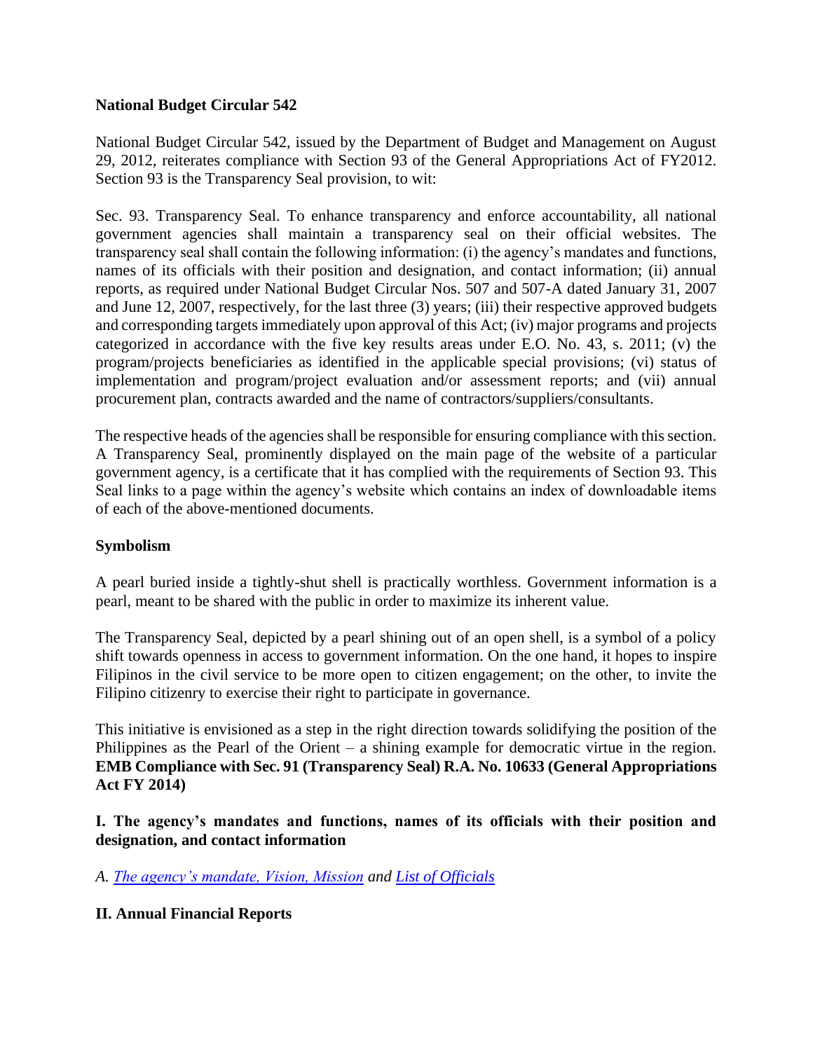## National Budget Circular 542

National Budget Circular 542, issued by the Department of Budget and Management on August 29, 2012, reiterates compliance with Section 93 of the General Appropriations Act of FY2012. Section 93 is the Transparency Seal provision, to wit:

Sec. 93. Transparency Seal. To enhance transparency and enforce accountability, all national government agencies shall maintain a transparency seal on their official websites. The transparency seal shall contain the following information: (i) the agency's mandates and functions, names of its officials with their position and designation, and contact information; (ii) annual reports, as required under National Budget Circular Nos. 507 and 507-A dated January 31, 2007 and June 12, 2007, respectively, for the last three (3) years; (iii) their respective approved budgets and corresponding targets immediately upon approval of this Act; (iv) major programs and projects categorized in accordance with the five key results areas under E.O. No. 43, s. 2011; (v) the program/projects beneficiaries as identified in the applicable special provisions; (vi) status of implementation and program/project evaluation and/or assessment reports; and (vii) annual procurement plan, contracts awarded and the name of contractors/suppliers/consultants.

The respective heads of the agencies shall be responsible for ensuring compliance with this section. A Transparency Seal, prominently displayed on the main page of the website of a particular government agency, is a certificate that it has complied with the requirements of Section 93. This Seal links to a page within the agency's website which contains an index of downloadable items of each of the above-mentioned documents.

## Symbolism

A pearl buried inside a tightly-shut shell is practically worthless. Government information is a pearl, meant to be shared with the public in order to maximize its inherent value.

The Transparency Seal, depicted by a pearl shining out of an open shell, is a symbol of a policy shift towards openness in access to government information. On the one hand, it hopes to inspire Filipinos in the civil service to be more open to citizen engagement; on the other, to invite the Filipino citizenry to exercise their right to participate in governance.

This initiative is envisioned as a step in the right direction towards solidifying the position of the Philippines as the Pearl of the Orient – a shining example for democratic virtue in the region.

**EMB Compliance with Sec. 91 (Transparency Seal) R.A. No. 10633 (General Appropriations Act FY 2014)**

### I. The agency's mandates and functions, names of its officials with their position and designation, and contact information

*A. The agency's mandate, Vision, Mission and List of Officials*

### II. Annual Financial Reports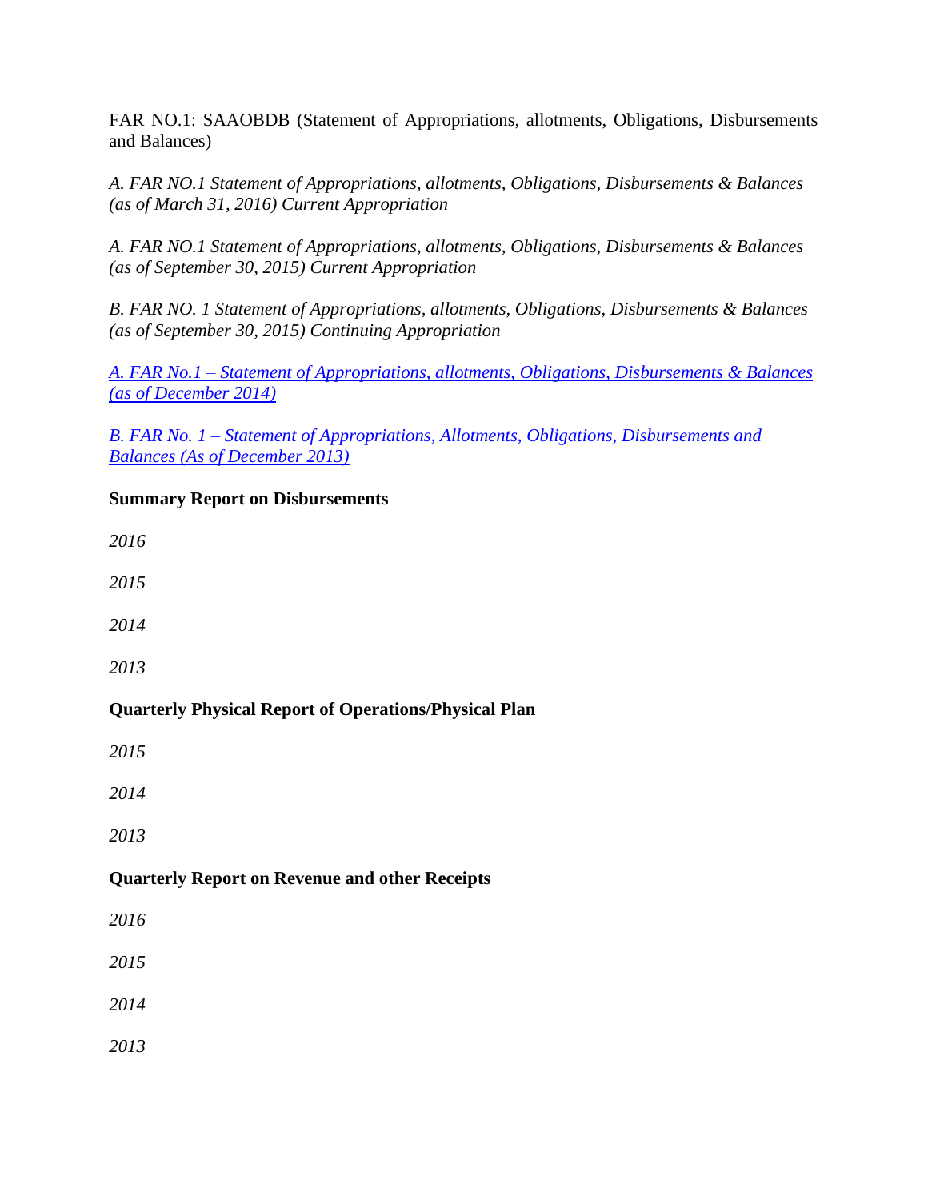FAR NO.1: SAAOBDB (Statement of Appropriations, allotments, Obligations, Disbursements and Balances)

*A. FAR NO.1 Statement of Appropriations, allotments, Obligations, Disbursements & Balances (as of March 31, 2016) Current Appropriation*

*A. FAR NO.1 Statement of Appropriations, allotments, Obligations, Disbursements & Balances (as of September 30, 2015) Current Appropriation*

*B. FAR NO. 1 Statement of Appropriations, allotments, Obligations, Disbursements & Balances (as of September 30, 2015) Continuing Appropriation*

*A. FAR No.1 – Statement of Appropriations, allotments, Obligations, Disbursements & Balances (as of December 2014)*

*B. FAR No. 1 – Statement of Appropriations, Allotments, Obligations, Disbursements and Balances (As of December 2013)*

**Summary Report on Disbursements**

*2016*

*2015*

*2014*

*2013*

**Quarterly Physical Report of Operations/Physical Plan**

*2015*

*2014*

*2013*

**Quarterly Report on Revenue and other Receipts**

*2016*

*2015*

*2014*

*2013*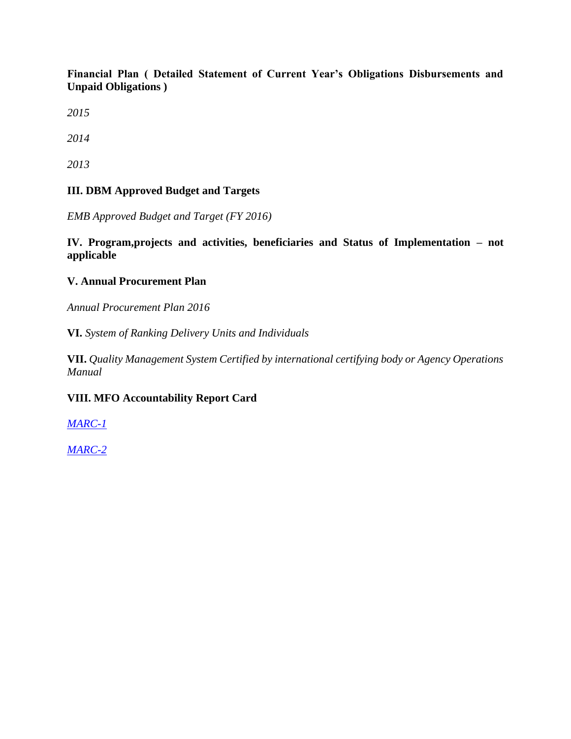**Financial Plan ( Detailed Statement of Current Year's Obligations Disbursements and Unpaid Obligations )**

*2015*

*2014*

*2013*

**III. DBM Approved Budget and Targets**

*EMB Approved Budget and Target (FY 2016)*

**IV. Program,projects and activities, beneficiaries and Status of Implementation – not applicable**

**V. Annual Procurement Plan**

*Annual Procurement Plan 2016*

**VI.** *System of Ranking Delivery Units and Individuals*

**VII.** *Quality Management System Certified by international certifying body or Agency Operations Manual*

**VIII. MFO Accountability Report Card**

*MARC-1*

*MARC-2*